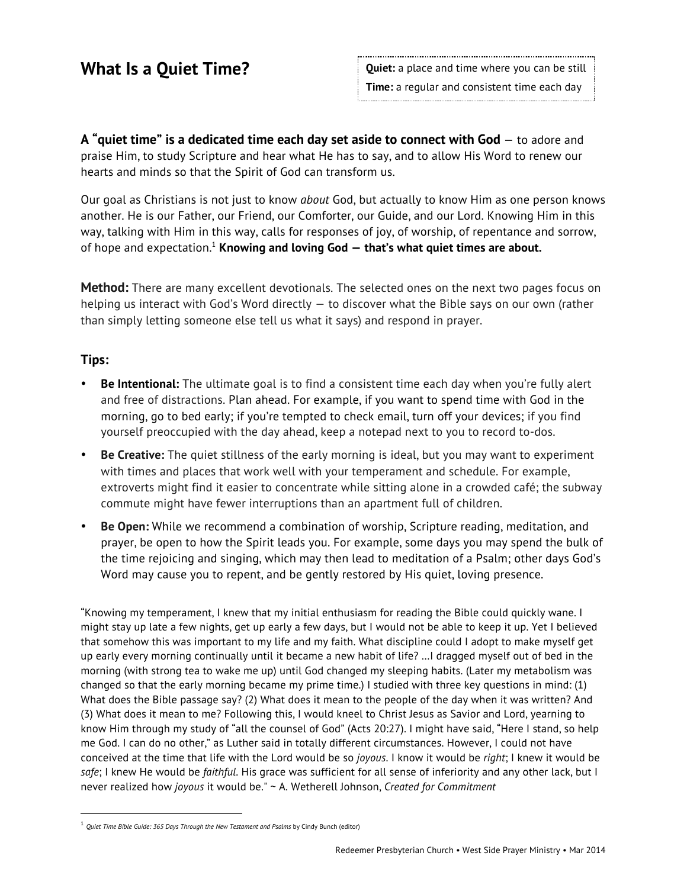# What Is a Quiet Time?

> **Quiet:** a place and time where you can be still
> **Time:** a regular and consistent time each day

**A "quiet time" is a dedicated time each day set aside to connect with God** — to adore and praise Him, to study Scripture and hear what He has to say, and to allow His Word to renew our hearts and minds so that the Spirit of God can transform us.

Our goal as Christians is not just to know *about* God, but actually to know Him as one person knows another. He is our Father, our Friend, our Comforter, our Guide, and our Lord. Knowing Him in this way, talking with Him in this way, calls for responses of joy, of worship, of repentance and sorrow, of hope and expectation.[1] **Knowing and loving God — that's what quiet times are about.**

**Method:** There are many excellent devotionals. The selected ones on the next two pages focus on helping us interact with God's Word directly — to discover what the Bible says on our own (rather than simply letting someone else tell us what it says) and respond in prayer.

## Tips:

- **Be Intentional:** The ultimate goal is to find a consistent time each day when you're fully alert and free of distractions. Plan ahead. For example, if you want to spend time with God in the morning, go to bed early; if you're tempted to check email, turn off your devices; if you find yourself preoccupied with the day ahead, keep a notepad next to you to record to-dos.
- **Be Creative:** The quiet stillness of the early morning is ideal, but you may want to experiment with times and places that work well with your temperament and schedule. For example, extroverts might find it easier to concentrate while sitting alone in a crowded café; the subway commute might have fewer interruptions than an apartment full of children.
- **Be Open:** While we recommend a combination of worship, Scripture reading, meditation, and prayer, be open to how the Spirit leads you. For example, some days you may spend the bulk of the time rejoicing and singing, which may then lead to meditation of a Psalm; other days God's Word may cause you to repent, and be gently restored by His quiet, loving presence.

"Knowing my temperament, I knew that my initial enthusiasm for reading the Bible could quickly wane. I might stay up late a few nights, get up early a few days, but I would not be able to keep it up. Yet I believed that somehow this was important to my life and my faith. What discipline could I adopt to make myself get up early every morning continually until it became a new habit of life? …I dragged myself out of bed in the morning (with strong tea to wake me up) until God changed my sleeping habits. (Later my metabolism was changed so that the early morning became my prime time.) I studied with three key questions in mind: (1) What does the Bible passage say? (2) What does it mean to the people of the day when it was written? And (3) What does it mean to me? Following this, I would kneel to Christ Jesus as Savior and Lord, yearning to know Him through my study of "all the counsel of God" (Acts 20:27). I might have said, "Here I stand, so help me God. I can do no other," as Luther said in totally different circumstances. However, I could not have conceived at the time that life with the Lord would be so *joyous*. I know it would be *right*; I knew it would be *safe*; I knew He would be *faithful*. His grace was sufficient for all sense of inferiority and any other lack, but I never realized how *joyous* it would be." ~ A. Wetherell Johnson, *Created for Commitment*

[1] *Quiet Time Bible Guide: 365 Days Through the New Testament and Psalms* by Cindy Bunch (editor)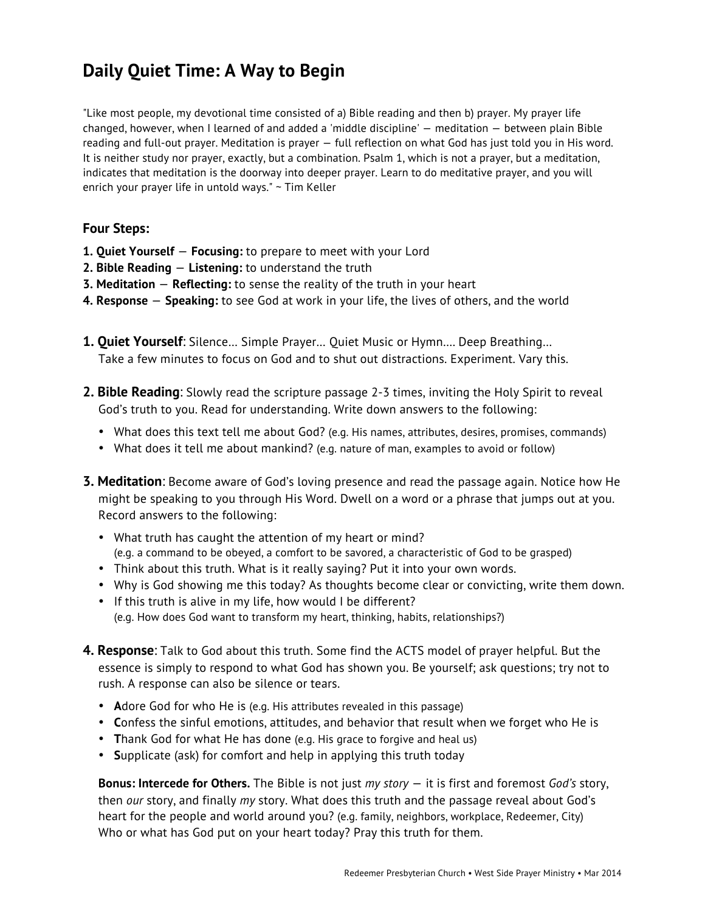# Daily Quiet Time: A Way to Begin

"Like most people, my devotional time consisted of a) Bible reading and then b) prayer. My prayer life changed, however, when I learned of and added a 'middle discipline' — meditation — between plain Bible reading and full-out prayer. Meditation is prayer — full reflection on what God has just told you in His word. It is neither study nor prayer, exactly, but a combination. Psalm 1, which is not a prayer, but a meditation, indicates that meditation is the doorway into deeper prayer. Learn to do meditative prayer, and you will enrich your prayer life in untold ways." ~ Tim Keller

### Four Steps:

**1. Quiet Yourself** — **Focusing:** to prepare to meet with your Lord
**2. Bible Reading** — **Listening:** to understand the truth
**3. Meditation** — **Reflecting:** to sense the reality of the truth in your heart
**4. Response** — **Speaking:** to see God at work in your life, the lives of others, and the world

**1. Quiet Yourself**: Silence… Simple Prayer… Quiet Music or Hymn…. Deep Breathing… Take a few minutes to focus on God and to shut out distractions. Experiment. Vary this.

**2. Bible Reading**: Slowly read the scripture passage 2-3 times, inviting the Holy Spirit to reveal God's truth to you. Read for understanding. Write down answers to the following:

- What does this text tell me about God? (e.g. His names, attributes, desires, promises, commands)
- What does it tell me about mankind? (e.g. nature of man, examples to avoid or follow)

**3. Meditation**: Become aware of God's loving presence and read the passage again. Notice how He might be speaking to you through His Word. Dwell on a word or a phrase that jumps out at you. Record answers to the following:

- What truth has caught the attention of my heart or mind?
  (e.g. a command to be obeyed, a comfort to be savored, a characteristic of God to be grasped)
- Think about this truth. What is it really saying? Put it into your own words.
- Why is God showing me this today? As thoughts become clear or convicting, write them down.
- If this truth is alive in my life, how would I be different?
  (e.g. How does God want to transform my heart, thinking, habits, relationships?)

**4. Response**: Talk to God about this truth. Some find the ACTS model of prayer helpful. But the essence is simply to respond to what God has shown you. Be yourself; ask questions; try not to rush. A response can also be silence or tears.

- **A**dore God for who He is (e.g. His attributes revealed in this passage)
- **C**onfess the sinful emotions, attitudes, and behavior that result when we forget who He is
- **T**hank God for what He has done (e.g. His grace to forgive and heal us)
- **S**upplicate (ask) for comfort and help in applying this truth today

**Bonus: Intercede for Others.** The Bible is not just *my story* — it is first and foremost *God's* story, then *our* story, and finally *my* story. What does this truth and the passage reveal about God's heart for the people and world around you? (e.g. family, neighbors, workplace, Redeemer, City) Who or what has God put on your heart today? Pray this truth for them.

Redeemer Presbyterian Church • West Side Prayer Ministry • Mar 2014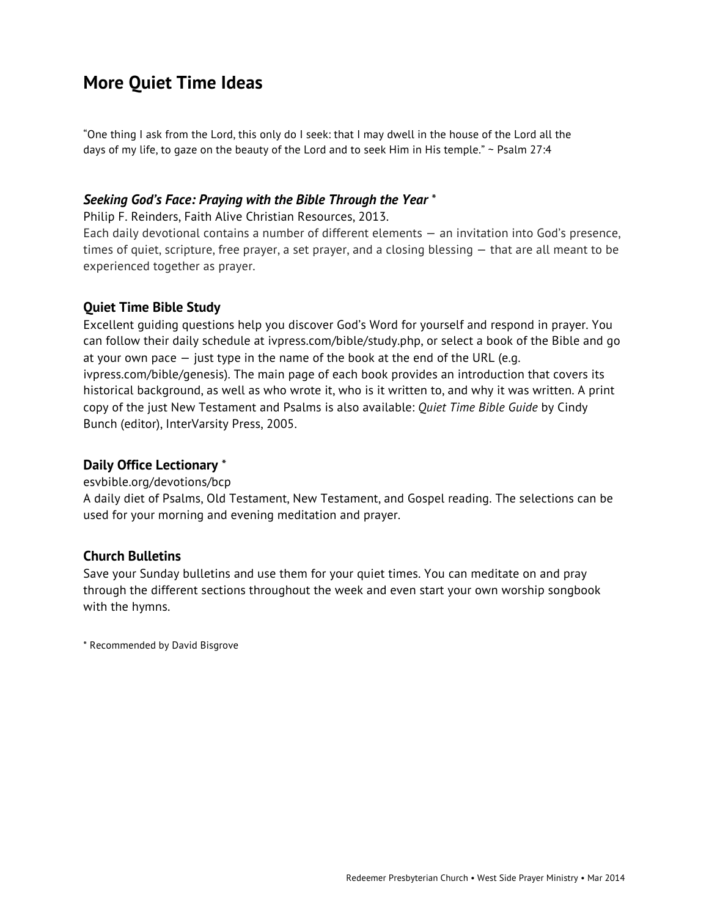# More Quiet Time Ideas

"One thing I ask from the Lord, this only do I seek: that I may dwell in the house of the Lord all the days of my life, to gaze on the beauty of the Lord and to seek Him in His temple." ~ Psalm 27:4

### *Seeking God's Face: Praying with the Bible Through the Year* *

Philip F. Reinders, Faith Alive Christian Resources, 2013.

Each daily devotional contains a number of different elements — an invitation into God's presence, times of quiet, scripture, free prayer, a set prayer, and a closing blessing — that are all meant to be experienced together as prayer.

### Quiet Time Bible Study

Excellent guiding questions help you discover God's Word for yourself and respond in prayer. You can follow their daily schedule at ivpress.com/bible/study.php, or select a book of the Bible and go at your own pace — just type in the name of the book at the end of the URL (e.g. ivpress.com/bible/genesis). The main page of each book provides an introduction that covers its historical background, as well as who wrote it, who is it written to, and why it was written. A print copy of the just New Testament and Psalms is also available: *Quiet Time Bible Guide* by Cindy Bunch (editor), InterVarsity Press, 2005.

### Daily Office Lectionary *

esvbible.org/devotions/bcp

A daily diet of Psalms, Old Testament, New Testament, and Gospel reading. The selections can be used for your morning and evening meditation and prayer.

### Church Bulletins

Save your Sunday bulletins and use them for your quiet times. You can meditate on and pray through the different sections throughout the week and even start your own worship songbook with the hymns.

* Recommended by David Bisgrove